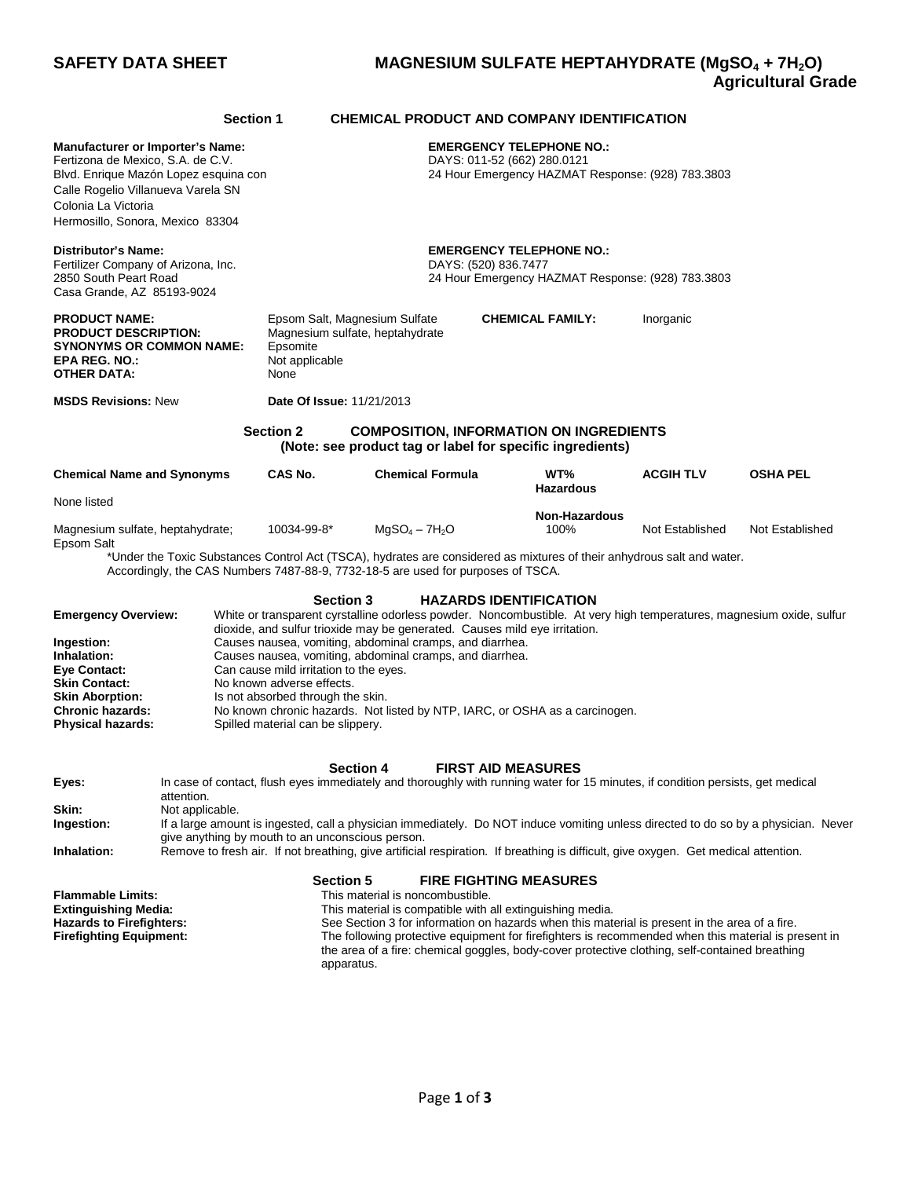# SAFETY DATA SHEET

# MAGNESIUM SULFATE HEPTAHYDRATE ($MgSO_4 + 7H_2O$) Agricultural Grade

## Section 1 CHEMICAL PRODUCT AND COMPANY IDENTIFICATION

**Manufacturer or Importer's Name:**
Fertizona de Mexico, S.A. de C.V.
Blvd. Enrique Mazón Lopez esquina con
Calle Rogelio Villanueva Varela SN
Colonia La Victoria
Hermosillo, Sonora, Mexico 83304

**EMERGENCY TELEPHONE NO.:**
DAYS: 011-52 (662) 280.0121
24 Hour Emergency HAZMAT Response: (928) 783.3803

**Distributor's Name:**
Fertilizer Company of Arizona, Inc.
2850 South Peart Road
Casa Grande, AZ 85193-9024

**EMERGENCY TELEPHONE NO.:**
DAYS: (520) 836.7477
24 Hour Emergency HAZMAT Response: (928) 783.3803

**PRODUCT NAME:** Epsom Salt, Magnesium Sulfate
**PRODUCT DESCRIPTION:** Magnesium sulfate, heptahydrate
**SYNONYMS OR COMMON NAME:** Epsomite
**EPA REG. NO.:** Not applicable
**OTHER DATA:** None

**CHEMICAL FAMILY:** Inorganic

**MSDS Revisions:** New **Date Of Issue:** 11/21/2013

## Section 2 COMPOSITION, INFORMATION ON INGREDIENTS
**(Note: see product tag or label for specific ingredients)**

| Chemical Name and Synonyms | CAS No. | Chemical Formula | WT% | ACGIH TLV | OSHA PEL |
|---|---|---|---|---|---|
| | | | **Hazardous** | | |
| None listed | | | | | |
| | | | **Non-Hazardous** | | |
| Magnesium sulfate, heptahydrate; Epsom Salt | 10034-99-8* | $MgSO_4 – 7H_2O$ | 100% | Not Established | Not Established |

*Under the Toxic Substances Control Act (TSCA), hydrates are considered as mixtures of their anhydrous salt and water. Accordingly, the CAS Numbers 7487-88-9, 7732-18-5 are used for purposes of TSCA.

## Section 3 HAZARDS IDENTIFICATION

**Emergency Overview:** White or transparent cyrstalline odorless powder. Noncombustible. At very high temperatures, magnesium oxide, sulfur dioxide, and sulfur trioxide may be generated. Causes mild eye irritation.
**Ingestion:** Causes nausea, vomiting, abdominal cramps, and diarrhea.
**Inhalation:** Causes nausea, vomiting, abdominal cramps, and diarrhea.
**Eye Contact:** Can cause mild irritation to the eyes.
**Skin Contact:** No known adverse effects.
**Skin Aborption:** Is not absorbed through the skin.
**Chronic hazards:** No known chronic hazards. Not listed by NTP, IARC, or OSHA as a carcinogen.
**Physical hazards:** Spilled material can be slippery.

## Section 4 FIRST AID MEASURES

**Eyes:** In case of contact, flush eyes immediately and thoroughly with running water for 15 minutes, if condition persists, get medical attention.
**Skin:** Not applicable.
**Ingestion:** If a large amount is ingested, call a physician immediately. Do NOT induce vomiting unless directed to do so by a physician. Never give anything by mouth to an unconscious person.
**Inhalation:** Remove to fresh air. If not breathing, give artificial respiration. If breathing is difficult, give oxygen. Get medical attention.

## Section 5 FIRE FIGHTING MEASURES

**Flammable Limits:** This material is noncombustible.
**Extinguishing Media:** This material is compatible with all extinguishing media.
**Hazards to Firefighters:** See Section 3 for information on hazards when this material is present in the area of a fire.
**Firefighting Equipment:** The following protective equipment for firefighters is recommended when this material is present in the area of a fire: chemical goggles, body-cover protective clothing, self-contained breathing apparatus.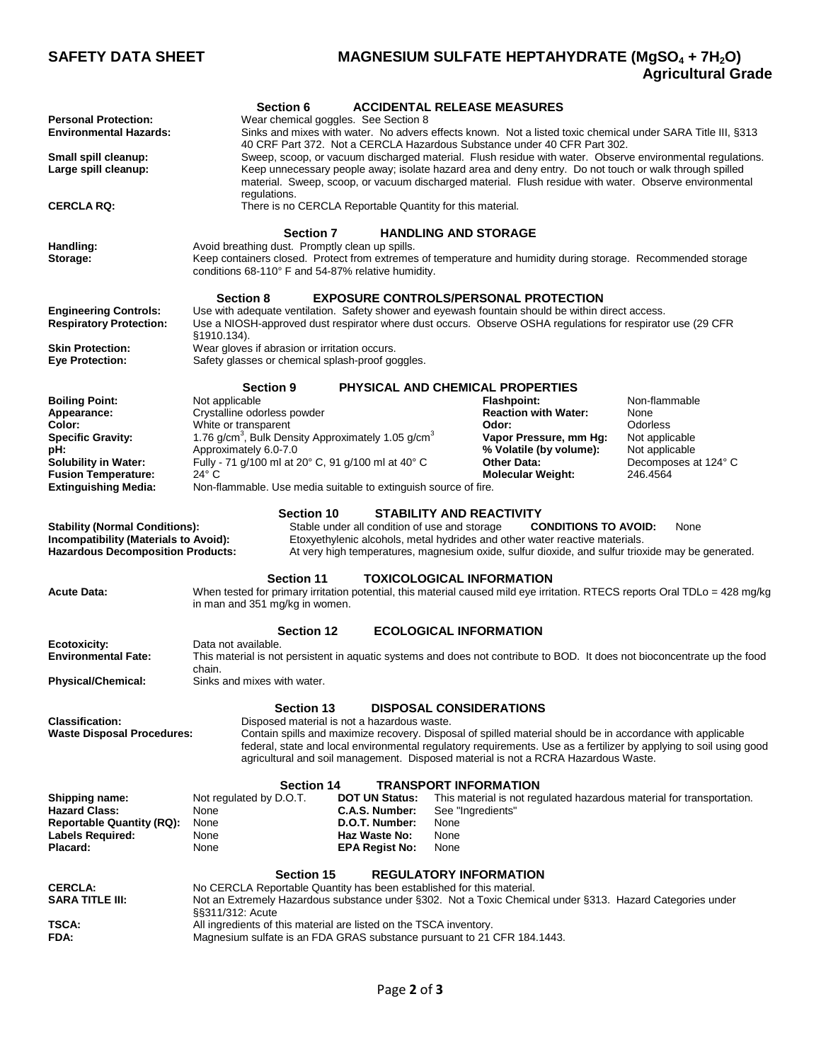# SAFETY DATA SHEET — MAGNESIUM SULFATE HEPTAHYDRATE ($MgSO_4 + 7H_2O$) Agricultural Grade

## Section 6 ACCIDENTAL RELEASE MEASURES

**Personal Protection:** Wear chemical goggles. See Section 8

**Environmental Hazards:** Sinks and mixes with water. No advers effects known. Not a listed toxic chemical under SARA Title III, §313 40 CRF Part 372. Not a CERCLA Hazardous Substance under 40 CFR Part 302.

**Small spill cleanup:** Sweep, scoop, or vacuum discharged material. Flush residue with water. Observe environmental regulations.

**Large spill cleanup:** Keep unnecessary people away; isolate hazard area and deny entry. Do not touch or walk through spilled material. Sweep, scoop, or vacuum discharged material. Flush residue with water. Observe environmental regulations.

**CERCLA RQ:** There is no CERCLA Reportable Quantity for this material.

## Section 7 HANDLING AND STORAGE

**Handling:** Avoid breathing dust. Promptly clean up spills.

**Storage:** Keep containers closed. Protect from extremes of temperature and humidity during storage. Recommended storage conditions 68-110° F and 54-87% relative humidity.

## Section 8 EXPOSURE CONTROLS/PERSONAL PROTECTION

**Engineering Controls:** Use with adequate ventilation. Safety shower and eyewash fountain should be within direct access.

**Respiratory Protection:** Use a NIOSH-approved dust respirator where dust occurs. Observe OSHA regulations for respirator use (29 CFR §1910.134).

**Skin Protection:** Wear gloves if abrasion or irritation occurs.

**Eye Protection:** Safety glasses or chemical splash-proof goggles.

## Section 9 PHYSICAL AND CHEMICAL PROPERTIES

| | | | |
|---|---|---|---|
| **Boiling Point:** | Not applicable | **Flashpoint:** | Non-flammable |
| **Appearance:** | Crystalline odorless powder | **Reaction with Water:** | None |
| **Color:** | White or transparent | **Odor:** | Odorless |
| **Specific Gravity:** | 1.76 g/cm$^3$, Bulk Density Approximately 1.05 g/cm$^3$ | **Vapor Pressure, mm Hg:** | Not applicable |
| **pH:** | Approximately 6.0-7.0 | **% Volatile (by volume):** | Not applicable |
| **Solubility in Water:** | Fully - 71 g/100 ml at 20° C, 91 g/100 ml at 40° C | **Other Data:** | Decomposes at 124° C |
| **Fusion Temperature:** | 24° C | **Molecular Weight:** | 246.4564 |

**Extinguishing Media:** Non-flammable. Use media suitable to extinguish source of fire.

## Section 10 STABILITY AND REACTIVITY

**Stability (Normal Conditions):** Stable under all condition of use and storage **CONDITIONS TO AVOID:** None

**Incompatibility (Materials to Avoid):** Etoxyethylenic alcohols, metal hydrides and other water reactive materials.

**Hazardous Decomposition Products:** At very high temperatures, magnesium oxide, sulfur dioxide, and sulfur trioxide may be generated.

## Section 11 TOXICOLOGICAL INFORMATION

**Acute Data:** When tested for primary irritation potential, this material caused mild eye irritation. RTECS reports Oral TDLo = 428 mg/kg in man and 351 mg/kg in women.

## Section 12 ECOLOGICAL INFORMATION

**Ecotoxicity:** Data not available.

**Environmental Fate:** This material is not persistent in aquatic systems and does not contribute to BOD. It does not bioconcentrate up the food chain.

**Physical/Chemical:** Sinks and mixes with water.

## Section 13 DISPOSAL CONSIDERATIONS

**Classification:** Disposed material is not a hazardous waste.

**Waste Disposal Procedures:** Contain spills and maximize recovery. Disposal of spilled material should be in accordance with applicable federal, state and local environmental regulatory requirements. Use as a fertilizer by applying to soil using good agricultural and soil management. Disposed material is not a RCRA Hazardous Waste.

## Section 14 TRANSPORT INFORMATION

| | | | |
|---|---|---|---|
| **Shipping name:** | Not regulated by D.O.T. | **DOT UN Status:** | This material is not regulated hazardous material for transportation. |
| **Hazard Class:** | None | **C.A.S. Number:** | See "Ingredients" |
| **Reportable Quantity (RQ):** | None | **D.O.T. Number:** | None |
| **Labels Required:** | None | **Haz Waste No:** | None |
| **Placard:** | None | **EPA Regist No:** | None |

## Section 15 REGULATORY INFORMATION

**CERCLA:** No CERCLA Reportable Quantity has been established for this material.

**SARA TITLE III:** Not an Extremely Hazardous substance under §302. Not a Toxic Chemical under §313. Hazard Categories under §§311/312: Acute

**TSCA:** All ingredients of this material are listed on the TSCA inventory.

**FDA:** Magnesium sulfate is an FDA GRAS substance pursuant to 21 CFR 184.1443.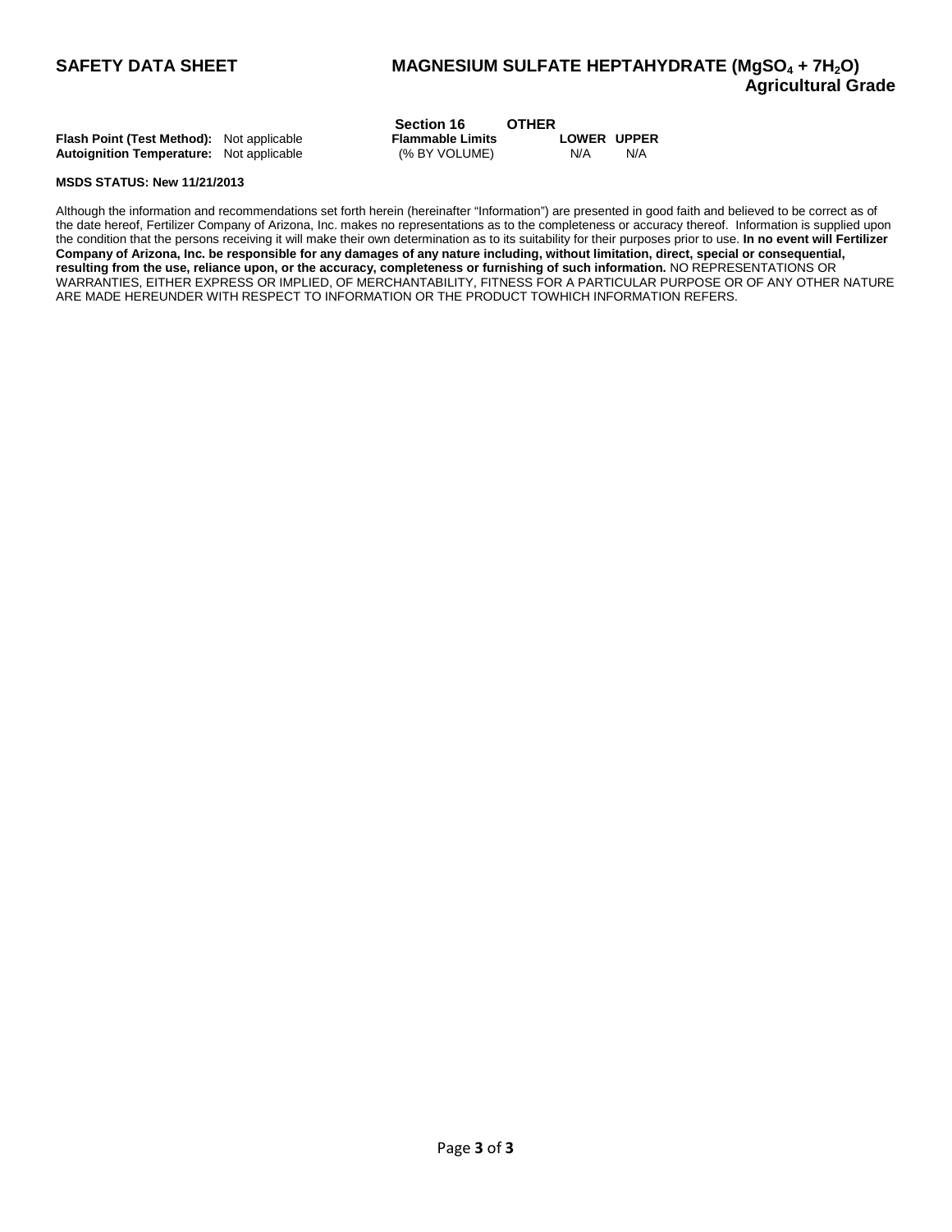## Section 16 OTHER

**Flash Point (Test Method):** Not applicable
**Autoignition Temperature:** Not applicable

| Flammable Limits | LOWER | UPPER |
|---|---|---|
| (% BY VOLUME) | N/A | N/A |

**MSDS STATUS: New 11/21/2013**

Although the information and recommendations set forth herein (hereinafter "Information") are presented in good faith and believed to be correct as of the date hereof, Fertilizer Company of Arizona, Inc. makes no representations as to the completeness or accuracy thereof. Information is supplied upon the condition that the persons receiving it will make their own determination as to its suitability for their purposes prior to use. **In no event will Fertilizer Company of Arizona, Inc. be responsible for any damages of any nature including, without limitation, direct, special or consequential, resulting from the use, reliance upon, or the accuracy, completeness or furnishing of such information.** NO REPRESENTATIONS OR WARRANTIES, EITHER EXPRESS OR IMPLIED, OF MERCHANTABILITY, FITNESS FOR A PARTICULAR PURPOSE OR OF ANY OTHER NATURE ARE MADE HEREUNDER WITH RESPECT TO INFORMATION OR THE PRODUCT TOWHICH INFORMATION REFERS.